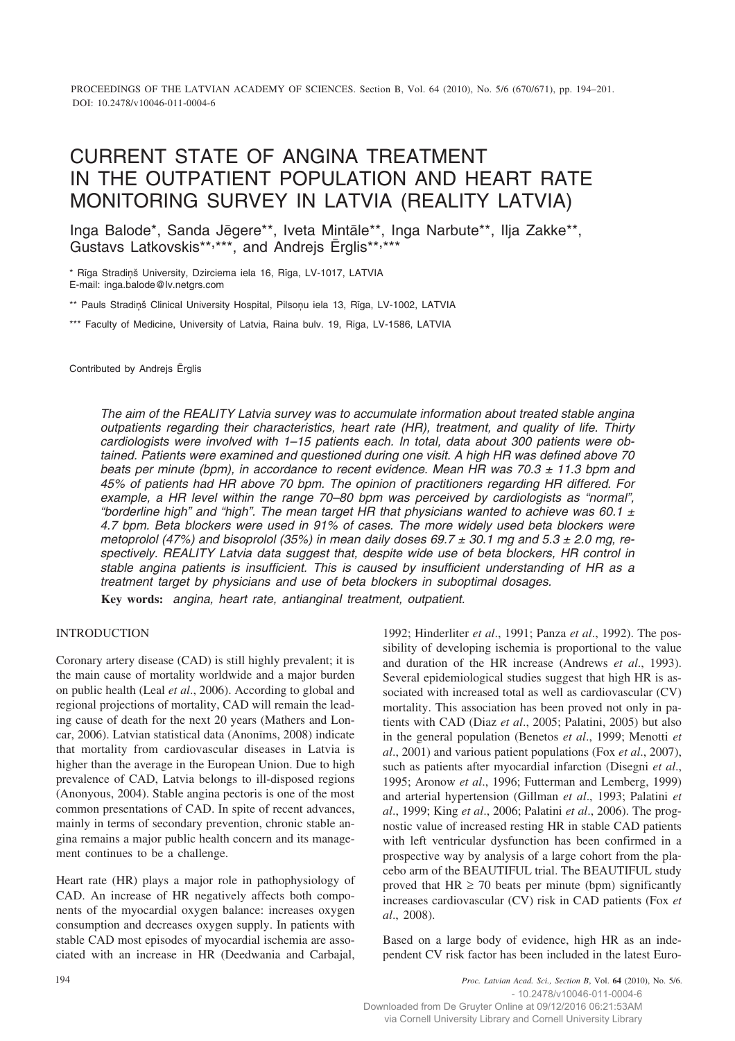# CURRENT STATE OF ANGINA TREATMENT IN THE OUTPATIENT POPULATION AND HEART RATE MONITORING SURVEY IN LATVIA (REALITY LATVIA)

Inga Balode*, Sanda Jēgere**, Iveta Mintāle**, Inga Narbute**, Ilja Zakke**, Gustavs Latkovskis**,***, and Andrejs Ērglis**,***

\* Rīga Stradiņš University, Dzirciema iela 16, Rīga, LV-1017, LATVIA
E-mail: inga.balode@lv.netgrs.com

\*\* Pauls Stradiņš Clinical University Hospital, Pilsoņu iela 13, Rīga, LV-1002, LATVIA

\*\*\* Faculty of Medicine, University of Latvia, Raina bulv. 19, Rīga, LV-1586, LATVIA

Contributed by Andrejs Ērglis

*The aim of the REALITY Latvia survey was to accumulate information about treated stable angina outpatients regarding their characteristics, heart rate (HR), treatment, and quality of life. Thirty cardiologists were involved with 1–15 patients each. In total, data about 300 patients were obtained. Patients were examined and questioned during one visit. A high HR was defined above 70 beats per minute (bpm), in accordance to recent evidence. Mean HR was 70.3 ± 11.3 bpm and 45% of patients had HR above 70 bpm. The opinion of practitioners regarding HR differed. For example, a HR level within the range 70–80 bpm was perceived by cardiologists as "normal", "borderline high" and "high". The mean target HR that physicians wanted to achieve was 60.1 ± 4.7 bpm. Beta blockers were used in 91% of cases. The more widely used beta blockers were metoprolol (47%) and bisoprolol (35%) in mean daily doses 69.7 ± 30.1 mg and 5.3 ± 2.0 mg, respectively. REALITY Latvia data suggest that, despite wide use of beta blockers, HR control in stable angina patients is insufficient. This is caused by insufficient understanding of HR as a treatment target by physicians and use of beta blockers in suboptimal dosages.*

**Key words:** *angina, heart rate, antianginal treatment, outpatient.*

## INTRODUCTION

Coronary artery disease (CAD) is still highly prevalent; it is the main cause of mortality worldwide and a major burden on public health (Leal *et al*., 2006). According to global and regional projections of mortality, CAD will remain the leading cause of death for the next 20 years (Mathers and Loncar, 2006). Latvian statistical data (Anonīms, 2008) indicate that mortality from cardiovascular diseases in Latvia is higher than the average in the European Union. Due to high prevalence of CAD, Latvia belongs to ill-disposed regions (Anonyous, 2004). Stable angina pectoris is one of the most common presentations of CAD. In spite of recent advances, mainly in terms of secondary prevention, chronic stable angina remains a major public health concern and its management continues to be a challenge.

Heart rate (HR) plays a major role in pathophysiology of CAD. An increase of HR negatively affects both components of the myocardial oxygen balance: increases oxygen consumption and decreases oxygen supply. In patients with stable CAD most episodes of myocardial ischemia are associated with an increase in HR (Deedwania and Carbajal, 1992; Hinderliter *et al*., 1991; Panza *et al*., 1992). The possibility of developing ischemia is proportional to the value and duration of the HR increase (Andrews *et al*., 1993). Several epidemiological studies suggest that high HR is associated with increased total as well as cardiovascular (CV) mortality. This association has been proved not only in patients with CAD (Diaz *et al*., 2005; Palatini, 2005) but also in the general population (Benetos *et al*., 1999; Menotti *et al*., 2001) and various patient populations (Fox *et al*., 2007), such as patients after myocardial infarction (Disegni *et al*., 1995; Aronow *et al*., 1996; Futterman and Lemberg, 1999) and arterial hypertension (Gillman *et al*., 1993; Palatini *et al*., 1999; King *et al*., 2006; Palatini *et al*., 2006). The prognostic value of increased resting HR in stable CAD patients with left ventricular dysfunction has been confirmed in a prospective way by analysis of a large cohort from the placebo arm of the BEAUTIFUL trial. The BEAUTIFUL study proved that HR ≥ 70 beats per minute (bpm) significantly increases cardiovascular (CV) risk in CAD patients (Fox *et al*., 2008).

Based on a large body of evidence, high HR as an independent CV risk factor has been included in the latest Euro-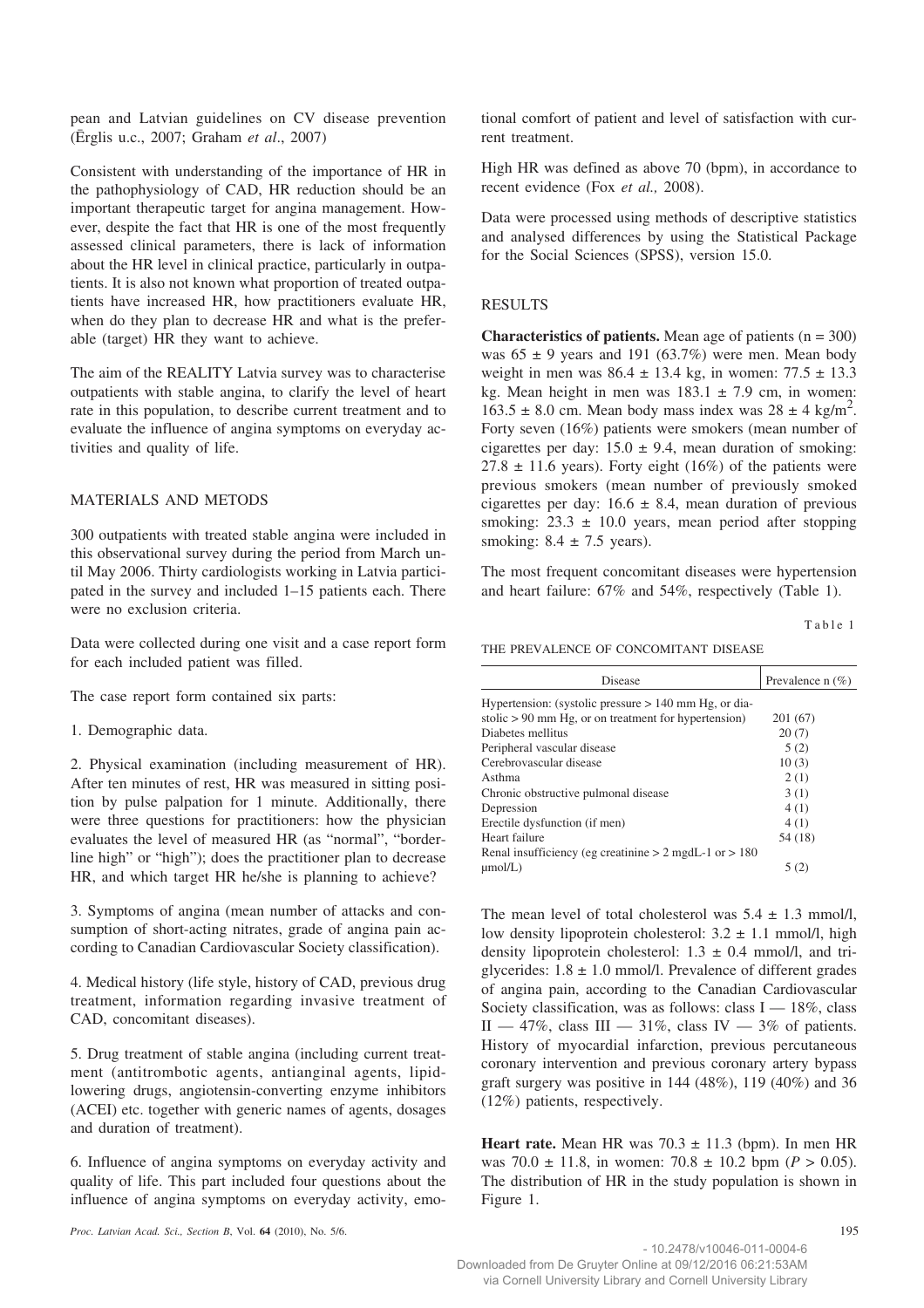pean and Latvian guidelines on CV disease prevention (Ērglis u.c., 2007; Graham *et al*., 2007)

Consistent with understanding of the importance of HR in the pathophysiology of CAD, HR reduction should be an important therapeutic target for angina management. However, despite the fact that HR is one of the most frequently assessed clinical parameters, there is lack of information about the HR level in clinical practice, particularly in outpatients. It is also not known what proportion of treated outpatients have increased HR, how practitioners evaluate HR, when do they plan to decrease HR and what is the preferable (target) HR they want to achieve.

The aim of the REALITY Latvia survey was to characterise outpatients with stable angina, to clarify the level of heart rate in this population, to describe current treatment and to evaluate the influence of angina symptoms on everyday activities and quality of life.

## MATERIALS AND METODS

300 outpatients with treated stable angina were included in this observational survey during the period from March until May 2006. Thirty cardiologists working in Latvia participated in the survey and included 1–15 patients each. There were no exclusion criteria.

Data were collected during one visit and a case report form for each included patient was filled.

The case report form contained six parts:

1. Demographic data.

2. Physical examination (including measurement of HR). After ten minutes of rest, HR was measured in sitting position by pulse palpation for 1 minute. Additionally, there were three questions for practitioners: how the physician evaluates the level of measured HR (as "normal", "borderline high" or "high"); does the practitioner plan to decrease HR, and which target HR he/she is planning to achieve?

3. Symptoms of angina (mean number of attacks and consumption of short-acting nitrates, grade of angina pain according to Canadian Cardiovascular Society classification).

4. Medical history (life style, history of CAD, previous drug treatment, information regarding invasive treatment of CAD, concomitant diseases).

5. Drug treatment of stable angina (including current treatment (antitrombotic agents, antianginal agents, lipid-lowering drugs, angiotensin-converting enzyme inhibitors (ACEI) etc. together with generic names of agents, dosages and duration of treatment).

6. Influence of angina symptoms on everyday activity and quality of life. This part included four questions about the influence of angina symptoms on everyday activity, emotional comfort of patient and level of satisfaction with current treatment.

High HR was defined as above 70 (bpm), in accordance to recent evidence (Fox *et al.,* 2008).

Data were processed using methods of descriptive statistics and analysed differences by using the Statistical Package for the Social Sciences (SPSS), version 15.0.

## RESULTS

**Characteristics of patients.** Mean age of patients (n = 300) was 65 ± 9 years and 191 (63.7%) were men. Mean body weight in men was 86.4 ± 13.4 kg, in women: 77.5 ± 13.3 kg. Mean height in men was 183.1 ± 7.9 cm, in women: 163.5 ± 8.0 cm. Mean body mass index was 28 ± 4 kg/m$^2$. Forty seven (16%) patients were smokers (mean number of cigarettes per day: 15.0 ± 9.4, mean duration of smoking: 27.8 ± 11.6 years). Forty eight (16%) of the patients were previous smokers (mean number of previously smoked cigarettes per day: 16.6 ± 8.4, mean duration of previous smoking: 23.3 ± 10.0 years, mean period after stopping smoking: 8.4 ± 7.5 years).

The most frequent concomitant diseases were hypertension and heart failure: 67% and 54%, respectively (Table 1).

Table 1

THE PREVALENCE OF CONCOMITANT DISEASE

| Disease | Prevalence n (%) |
|---|---|
| Hypertension: (systolic pressure > 140 mm Hg, or diastolic > 90 mm Hg, or on treatment for hypertension) | 201 (67) |
| Diabetes mellitus | 20 (7) |
| Peripheral vascular disease | 5 (2) |
| Cerebrovascular disease | 10 (3) |
| Asthma | 2 (1) |
| Chronic obstructive pulmonal disease | 3 (1) |
| Depression | 4 (1) |
| Erectile dysfunction (if men) | 4 (1) |
| Heart failure | 54 (18) |
| Renal insufficiency (eg creatinine > 2 mgdL-1 or > 180 µmol/L) | 5 (2) |

The mean level of total cholesterol was 5.4 ± 1.3 mmol/l, low density lipoprotein cholesterol: 3.2 ± 1.1 mmol/l, high density lipoprotein cholesterol: 1.3 ± 0.4 mmol/l, and triglycerides: 1.8 ± 1.0 mmol/l. Prevalence of different grades of angina pain, according to the Canadian Cardiovascular Society classification, was as follows: class I — 18%, class II — 47%, class III — 31%, class IV — 3% of patients. History of myocardial infarction, previous percutaneous coronary intervention and previous coronary artery bypass graft surgery was positive in 144 (48%), 119 (40%) and 36 (12%) patients, respectively.

**Heart rate.** Mean HR was 70.3 ± 11.3 (bpm). In men HR was 70.0 ± 11.8, in women: 70.8 ± 10.2 bpm ($P > 0.05$). The distribution of HR in the study population is shown in Figure 1.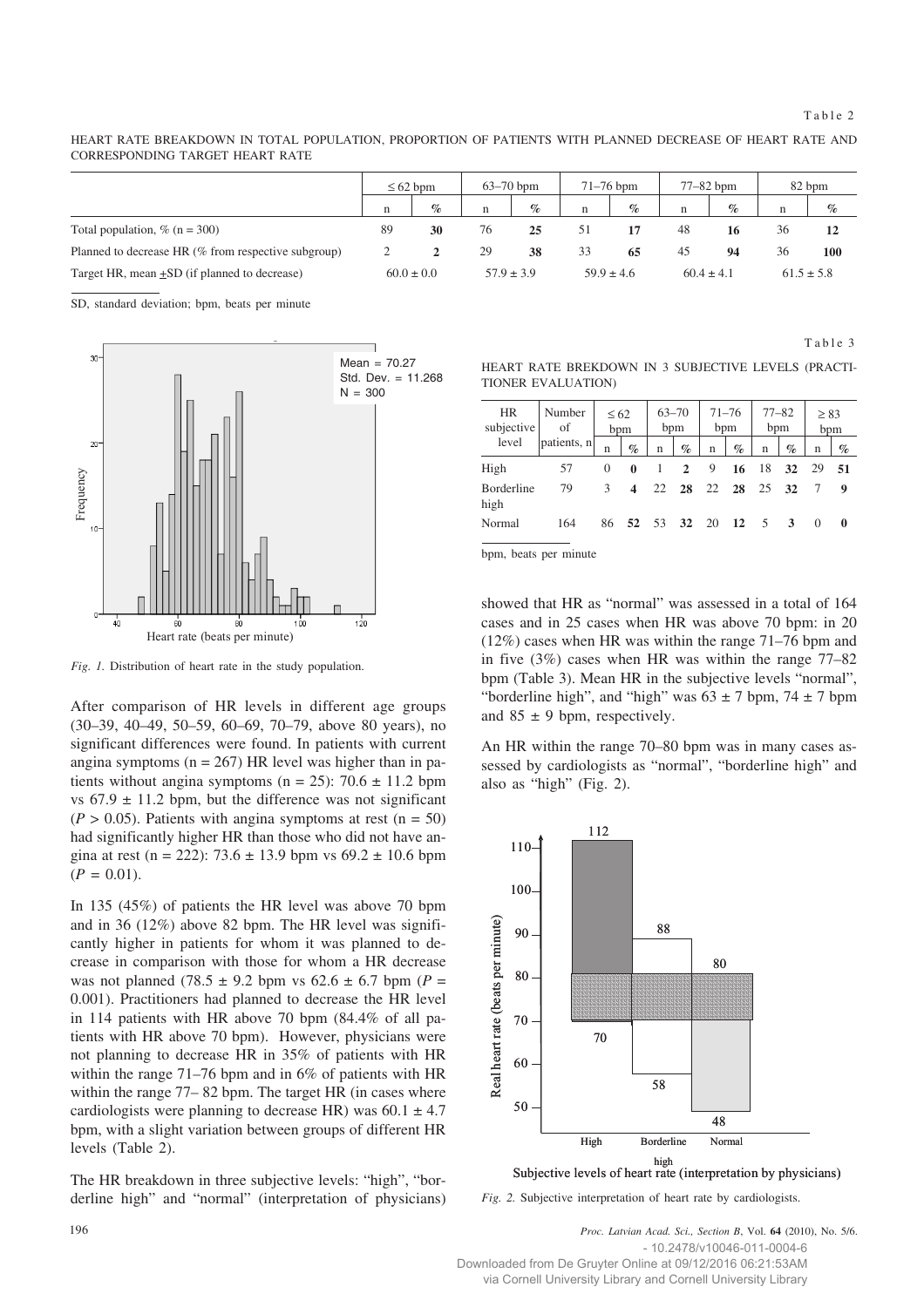Table 2

HEART RATE BREAKDOWN IN TOTAL POPULATION, PROPORTION OF PATIENTS WITH PLANNED DECREASE OF HEART RATE AND CORRESPONDING TARGET HEART RATE

| | ≤ 62 bpm | | 63–70 bpm | | 71–76 bpm | | 77–82 bpm | | 82 bpm | |
|---|---|---|---|---|---|---|---|---|---|---|
| | n | % | n | % | n | % | n | % | n | % |
| Total population, % (n = 300) | 89 | **30** | 76 | **25** | 51 | **17** | 48 | **16** | 36 | **12** |
| Planned to decrease HR (% from respective subgroup) | 2 | **2** | 29 | **38** | 33 | **65** | 45 | **94** | 36 | **100** |
| Target HR, mean ±SD (if planned to decrease) | 60.0 ± 0.0 | | 57.9 ± 3.9 | | 59.9 ± 4.6 | | 60.4 ± 4.1 | | 61.5 ± 5.8 | |

SD, standard deviation; bpm, beats per minute

*Fig. 1.* Distribution of heart rate in the study population.

After comparison of HR levels in different age groups (30–39, 40–49, 50–59, 60–69, 70–79, above 80 years), no significant differences were found. In patients with current angina symptoms (n = 267) HR level was higher than in patients without angina symptoms (n = 25): 70.6 ± 11.2 bpm vs 67.9 ± 11.2 bpm, but the difference was not significant ($P > 0.05$). Patients with angina symptoms at rest (n = 50) had significantly higher HR than those who did not have angina at rest (n = 222): 73.6 ± 13.9 bpm vs 69.2 ± 10.6 bpm ($P = 0.01$).

In 135 (45%) of patients the HR level was above 70 bpm and in 36 (12%) above 82 bpm. The HR level was significantly higher in patients for whom it was planned to decrease in comparison with those for whom a HR decrease was not planned (78.5 ± 9.2 bpm vs 62.6 ± 6.7 bpm ($P = 0.001$). Practitioners had planned to decrease the HR level in 114 patients with HR above 70 bpm (84.4% of all patients with HR above 70 bpm). However, physicians were not planning to decrease HR in 35% of patients with HR within the range 71–76 bpm and in 6% of patients with HR within the range 77– 82 bpm. The target HR (in cases where cardiologists were planning to decrease HR) was 60.1 ± 4.7 bpm, with a slight variation between groups of different HR levels (Table 2).

The HR breakdown in three subjective levels: "high", "borderline high" and "normal" (interpretation of physicians) showed that HR as "normal" was assessed in a total of 164 cases and in 25 cases when HR was above 70 bpm: in 20 (12%) cases when HR was within the range 71–76 bpm and in five (3%) cases when HR was within the range 77–82 bpm (Table 3). Mean HR in the subjective levels "normal", "borderline high", and "high" was 63 ± 7 bpm, 74 ± 7 bpm and 85 ± 9 bpm, respectively.

Table 3

HEART RATE BREKDOWN IN 3 SUBJECTIVE LEVELS (PRACTITIONER EVALUATION)

| HR subjective level | Number of patients, n | ≤ 62 bpm | | 63–70 bpm | | 71–76 bpm | | 77–82 bpm | | ≥ 83 bpm | |
|---|---|---|---|---|---|---|---|---|---|---|---|
| | | n | % | n | % | n | % | n | % | n | % |
| High | 57 | 0 | **0** | 1 | **2** | 9 | **16** | 18 | **32** | 29 | **51** |
| Borderline high | 79 | 3 | **4** | 22 | **28** | 22 | **28** | 25 | **32** | 7 | **9** |
| Normal | 164 | 86 | **52** | 53 | **32** | 20 | **12** | 5 | **3** | 0 | **0** |

bpm, beats per minute

An HR within the range 70–80 bpm was in many cases assessed by cardiologists as "normal", "borderline high" and also as "high" (Fig. 2).

*Fig. 2.* Subjective interpretation of heart rate by cardiologists.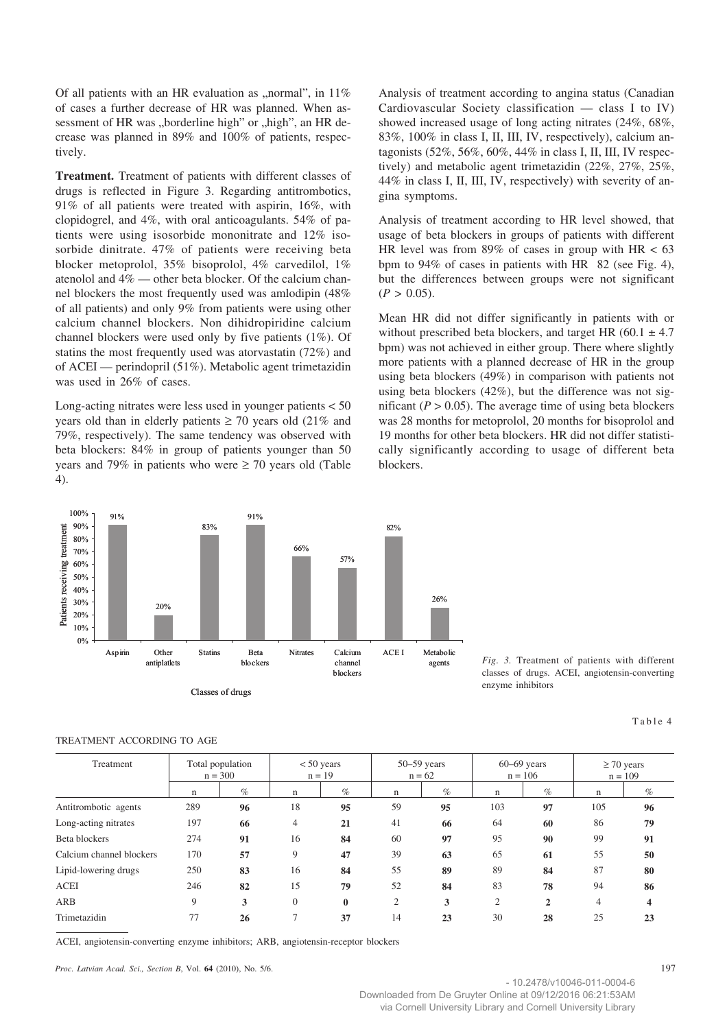Of all patients with an HR evaluation as „normal", in 11% of cases a further decrease of HR was planned. When assessment of HR was „borderline high" or „high", an HR decrease was planned in 89% and 100% of patients, respectively.

**Treatment.** Treatment of patients with different classes of drugs is reflected in Figure 3. Regarding antitrombotics, 91% of all patients were treated with aspirin, 16%, with clopidogrel, and 4%, with oral anticoagulants. 54% of patients were using isosorbide mononitrate and 12% isosorbide dinitrate. 47% of patients were receiving beta blocker metoprolol, 35% bisoprolol, 4% carvedilol, 1% atenolol and 4% — other beta blocker. Of the calcium channel blockers the most frequently used was amlodipin (48% of all patients) and only 9% from patients were using other calcium channel blockers. Non dihidropiridine calcium channel blockers were used only by five patients (1%). Of statins the most frequently used was atorvastatin (72%) and of ACEI — perindopril (51%). Metabolic agent trimetazidin was used in 26% of cases.

Long-acting nitrates were less used in younger patients < 50 years old than in elderly patients ≥ 70 years old (21% and 79%, respectively). The same tendency was observed with beta blockers: 84% in group of patients younger than 50 years and 79% in patients who were ≥ 70 years old (Table 4).

Analysis of treatment according to angina status (Canadian Cardiovascular Society classification — class I to IV) showed increased usage of long acting nitrates (24%, 68%, 83%, 100% in class I, II, III, IV, respectively), calcium antagonists (52%, 56%, 60%, 44% in class I, II, III, IV respectively) and metabolic agent trimetazidin (22%, 27%, 25%, 44% in class I, II, III, IV, respectively) with severity of angina symptoms.

Analysis of treatment according to HR level showed, that usage of beta blockers in groups of patients with different HR level was from 89% of cases in group with HR < 63 bpm to 94% of cases in patients with HR  82 (see Fig. 4), but the differences between groups were not significant ($P > 0.05$).

Mean HR did not differ significantly in patients with or without prescribed beta blockers, and target HR (60.1 ± 4.7 bpm) was not achieved in either group. There where slightly more patients with a planned decrease of HR in the group using beta blockers (49%) in comparison with patients not using beta blockers (42%), but the difference was not significant ($P > 0.05$). The average time of using beta blockers was 28 months for metoprolol, 20 months for bisoprolol and 19 months for other beta blockers. HR did not differ statistically significantly according to usage of different beta blockers.

| Classes of drugs | Patients receiving treatment |
|---|---|
| Aspirin | 91% |
| Other antiplatlets | 20% |
| Statins | 83% |
| Beta blockers | 91% |
| Nitrates | 66% |
| Calcium channel blockers | 57% |
| ACE I | 82% |
| Metabolic agents | 26% |

*Fig. 3.* Treatment of patients with different classes of drugs. ACEI, angiotensin-converting enzyme inhibitors

Table 4

TREATMENT ACCORDING TO AGE

| Treatment | Total population n = 300 | | < 50 years n = 19 | | 50–59 years n = 62 | | 60–69 years n = 106 | | ≥ 70 years n = 109 | |
|---|---|---|---|---|---|---|---|---|---|---|
| | n | % | n | % | n | % | n | % | n | % |
| Antitrombotic agents | 289 | **96** | 18 | **95** | 59 | **95** | 103 | **97** | 105 | **96** |
| Long-acting nitrates | 197 | **66** | 4 | **21** | 41 | **66** | 64 | **60** | 86 | **79** |
| Beta blockers | 274 | **91** | 16 | **84** | 60 | **97** | 95 | **90** | 99 | **91** |
| Calcium channel blockers | 170 | **57** | 9 | **47** | 39 | **63** | 65 | **61** | 55 | **50** |
| Lipid-lowering drugs | 250 | **83** | 16 | **84** | 55 | **89** | 89 | **84** | 87 | **80** |
| ACEI | 246 | **82** | 15 | **79** | 52 | **84** | 83 | **78** | 94 | **86** |
| ARB | 9 | **3** | 0 | **0** | 2 | **3** | 2 | **2** | 4 | **4** |
| Trimetazidin | 77 | **26** | 7 | **37** | 14 | **23** | 30 | **28** | 25 | **23** |

ACEI, angiotensin-converting enzyme inhibitors; ARB, angiotensin-receptor blockers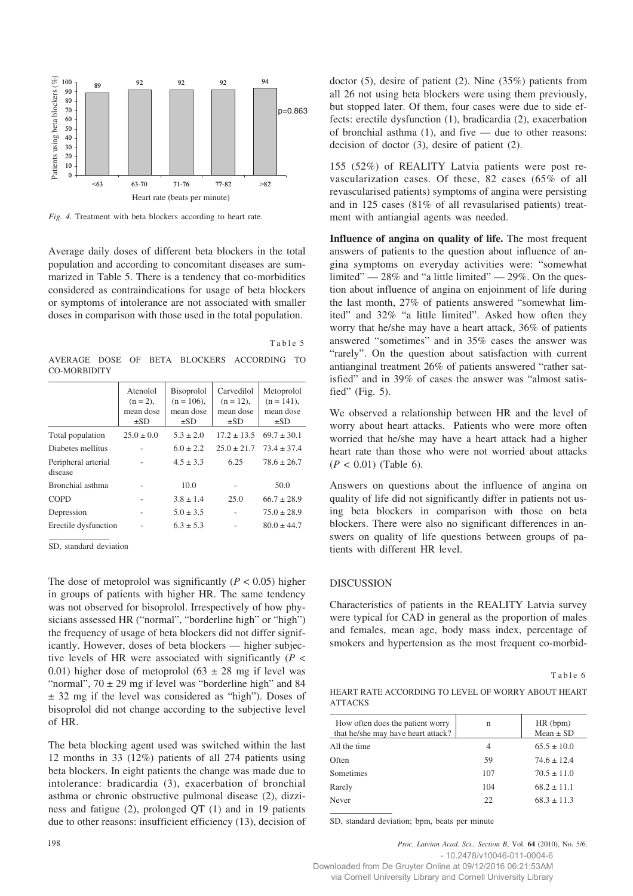*Fig. 4.* Treatment with beta blockers according to heart rate.

Average daily doses of different beta blockers in the total population and according to concomitant diseases are summarized in Table 5. There is a tendency that co-morbidities considered as contraindications for usage of beta blockers or symptoms of intolerance are not associated with smaller doses in comparison with those used in the total population.

Table 5

AVERAGE DOSE OF BETA BLOCKERS ACCORDING TO CO-MORBIDITY

| | Atenolol (n = 2), mean dose ±SD | Bisoprolol (n = 106), mean dose ±SD | Carvedilol (n = 12), mean dose ±SD | Metoprolol (n = 141), mean dose ±SD |
|---|---|---|---|---|
| Total population | 25.0 ± 0.0 | 5.3 ± 2.0 | 17.2 ± 13.5 | 69.7 ± 30.1 |
| Diabetes mellitus | - | 6.0 ± 2.2 | 25.0 ± 21.7 | 73.4 ± 37.4 |
| Peripheral arterial disease | - | 4.5 ± 3.3 | 6.25 | 78.6 ± 26.7 |
| Bronchial asthma | - | 10.0 | - | 50.0 |
| COPD | - | 3.8 ± 1.4 | 25.0 | 66.7 ± 28.9 |
| Depression | - | 5.0 ± 3.5 | - | 75.0 ± 28.9 |
| Erectile dysfunction | - | 6.3 ± 5.3 | - | 80.0 ± 44.7 |

SD, standard deviation

The dose of metoprolol was significantly ($P < 0.05$) higher in groups of patients with higher HR. The same tendency was not observed for bisoprolol. Irrespectively of how physicians assessed HR ("normal", "borderline high" or "high") the frequency of usage of beta blockers did not differ significantly. However, doses of beta blockers — higher subjective levels of HR were associated with significantly ($P <$ 0.01) higher dose of metoprolol (63 ± 28 mg if level was "normal", 70 ± 29 mg if level was "borderline high" and 84 ± 32 mg if the level was considered as "high"). Doses of bisoprolol did not change according to the subjective level of HR.

The beta blocking agent used was switched within the last 12 months in 33 (12%) patients of all 274 patients using beta blockers. In eight patients the change was made due to intolerance: bradicardia (3), exacerbation of bronchial asthma or chronic obstructive pulmonal disease (2), dizziness and fatigue (2), prolonged QT (1) and in 19 patients due to other reasons: insufficient efficiency (13), decision of doctor (5), desire of patient (2). Nine (35%) patients from all 26 not using beta blockers were using them previously, but stopped later. Of them, four cases were due to side effects: erectile dysfunction (1), bradicardia (2), exacerbation of bronchial asthma (1), and five — due to other reasons: decision of doctor (3), desire of patient (2).

155 (52%) of REALITY Latvia patients were post revascularization cases. Of these, 82 cases (65% of all revascularised patients) symptoms of angina were persisting and in 125 cases (81% of all revasularised patients) treatment with antiangial agents was needed.

**Influence of angina on quality of life.** The most frequent answers of patients to the question about influence of angina symptoms on everyday activities were: "somewhat limited" — 28% and "a little limited" — 29%. On the question about influence of angina on enjoinment of life during the last month, 27% of patients answered "somewhat limited" and 32% "a little limited". Asked how often they worry that he/she may have a heart attack, 36% of patients answered "sometimes" and in 35% cases the answer was "rarely". On the question about satisfaction with current antianginal treatment 26% of patients answered "rather satisfied" and in 39% of cases the answer was "almost satisfied" (Fig. 5).

We observed a relationship between HR and the level of worry about heart attacks. Patients who were more often worried that he/she may have a heart attack had a higher heart rate than those who were not worried about attacks ($P < 0.01$) (Table 6).

Answers on questions about the influence of angina on quality of life did not significantly differ in patients not using beta blockers in comparison with those on beta blockers. There were also no significant differences in answers on quality of life questions between groups of patients with different HR level.

## DISCUSSION

Characteristics of patients in the REALITY Latvia survey were typical for CAD in general as the proportion of males and females, mean age, body mass index, percentage of smokers and hypertension as the most frequent co-morbid-

Table 6

HEART RATE ACCORDING TO LEVEL OF WORRY ABOUT HEART ATTACKS

| How often does the patient worry that he/she may have heart attack? | n | HR (bpm) Mean ± SD |
|---|---|---|
| All the time | 4 | 65.5 ± 10.0 |
| Often | 59 | 74.6 ± 12.4 |
| Sometimes | 107 | 70.5 ± 11.0 |
| Rarely | 104 | 68.2 ± 11.1 |
| Never | 22 | 68.3 ± 11.3 |

SD, standard deviation; bpm, beats per minute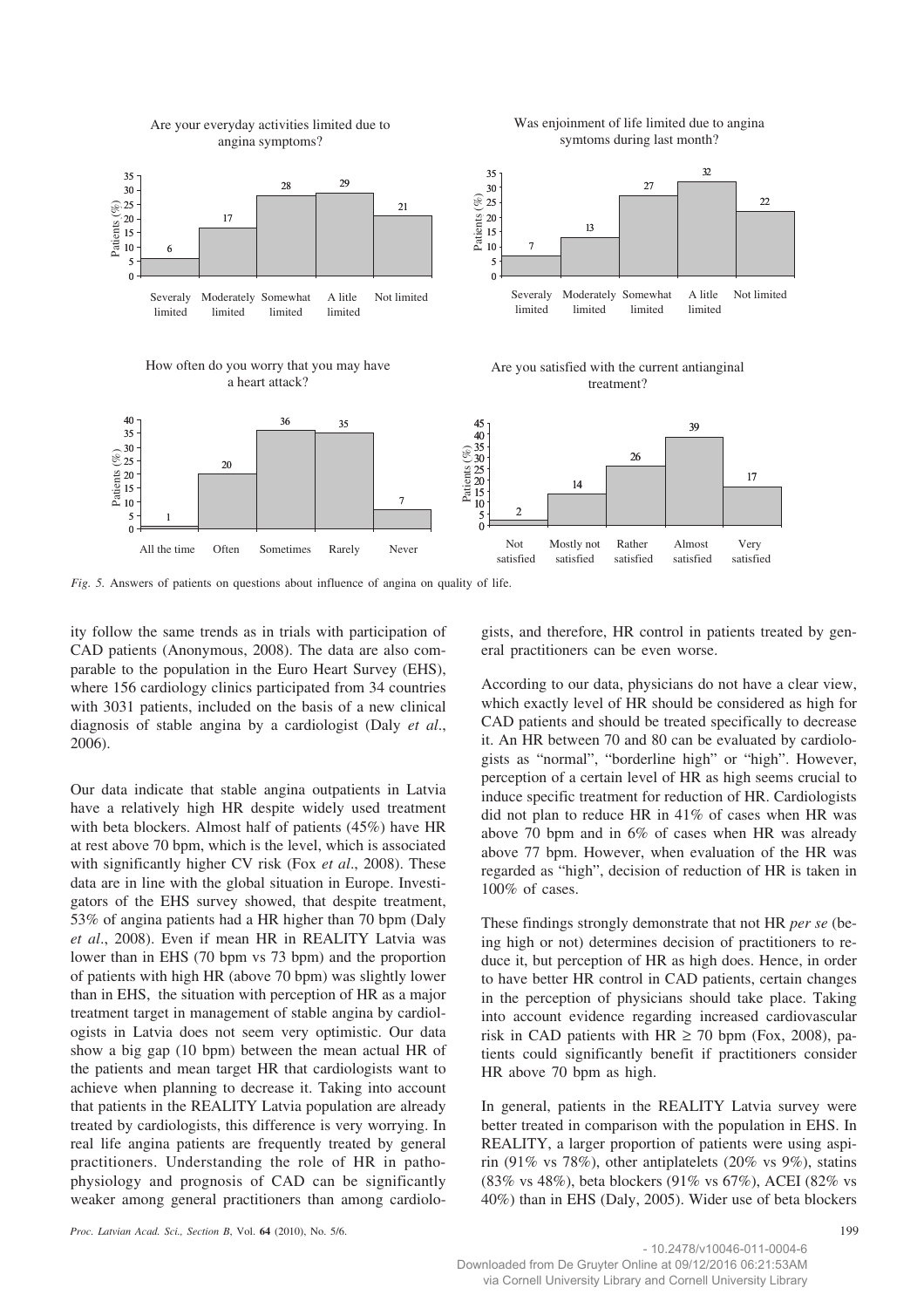*Fig. 5.* Answers of patients on questions about influence of angina on quality of life.

ity follow the same trends as in trials with participation of CAD patients (Anonymous, 2008). The data are also comparable to the population in the Euro Heart Survey (EHS), where 156 cardiology clinics participated from 34 countries with 3031 patients, included on the basis of a new clinical diagnosis of stable angina by a cardiologist (Daly *et al*., 2006).

Our data indicate that stable angina outpatients in Latvia have a relatively high HR despite widely used treatment with beta blockers. Almost half of patients (45%) have HR at rest above 70 bpm, which is the level, which is associated with significantly higher CV risk (Fox *et al*., 2008). These data are in line with the global situation in Europe. Investigators of the EHS survey showed, that despite treatment, 53% of angina patients had a HR higher than 70 bpm (Daly *et al*., 2008). Even if mean HR in REALITY Latvia was lower than in EHS (70 bpm vs 73 bpm) and the proportion of patients with high HR (above 70 bpm) was slightly lower than in EHS, the situation with perception of HR as a major treatment target in management of stable angina by cardiologists in Latvia does not seem very optimistic. Our data show a big gap (10 bpm) between the mean actual HR of the patients and mean target HR that cardiologists want to achieve when planning to decrease it. Taking into account that patients in the REALITY Latvia population are already treated by cardiologists, this difference is very worrying. In real life angina patients are frequently treated by general practitioners. Understanding the role of HR in pathophysiology and prognosis of CAD can be significantly weaker among general practitioners than among cardiologists, and therefore, HR control in patients treated by general practitioners can be even worse.

According to our data, physicians do not have a clear view, which exactly level of HR should be considered as high for CAD patients and should be treated specifically to decrease it. An HR between 70 and 80 can be evaluated by cardiologists as "normal", "borderline high" or "high". However, perception of a certain level of HR as high seems crucial to induce specific treatment for reduction of HR. Cardiologists did not plan to reduce HR in 41% of cases when HR was above 70 bpm and in 6% of cases when HR was already above 77 bpm. However, when evaluation of the HR was regarded as "high", decision of reduction of HR is taken in 100% of cases.

These findings strongly demonstrate that not HR *per se* (being high or not) determines decision of practitioners to reduce it, but perception of HR as high does. Hence, in order to have better HR control in CAD patients, certain changes in the perception of physicians should take place. Taking into account evidence regarding increased cardiovascular risk in CAD patients with HR $\geq$ 70 bpm (Fox, 2008), patients could significantly benefit if practitioners consider HR above 70 bpm as high.

In general, patients in the REALITY Latvia survey were better treated in comparison with the population in EHS. In REALITY, a larger proportion of patients were using aspirin (91% vs 78%), other antiplatelets (20% vs 9%), statins (83% vs 48%), beta blockers (91% vs 67%), ACEI (82% vs 40%) than in EHS (Daly, 2005). Wider use of beta blockers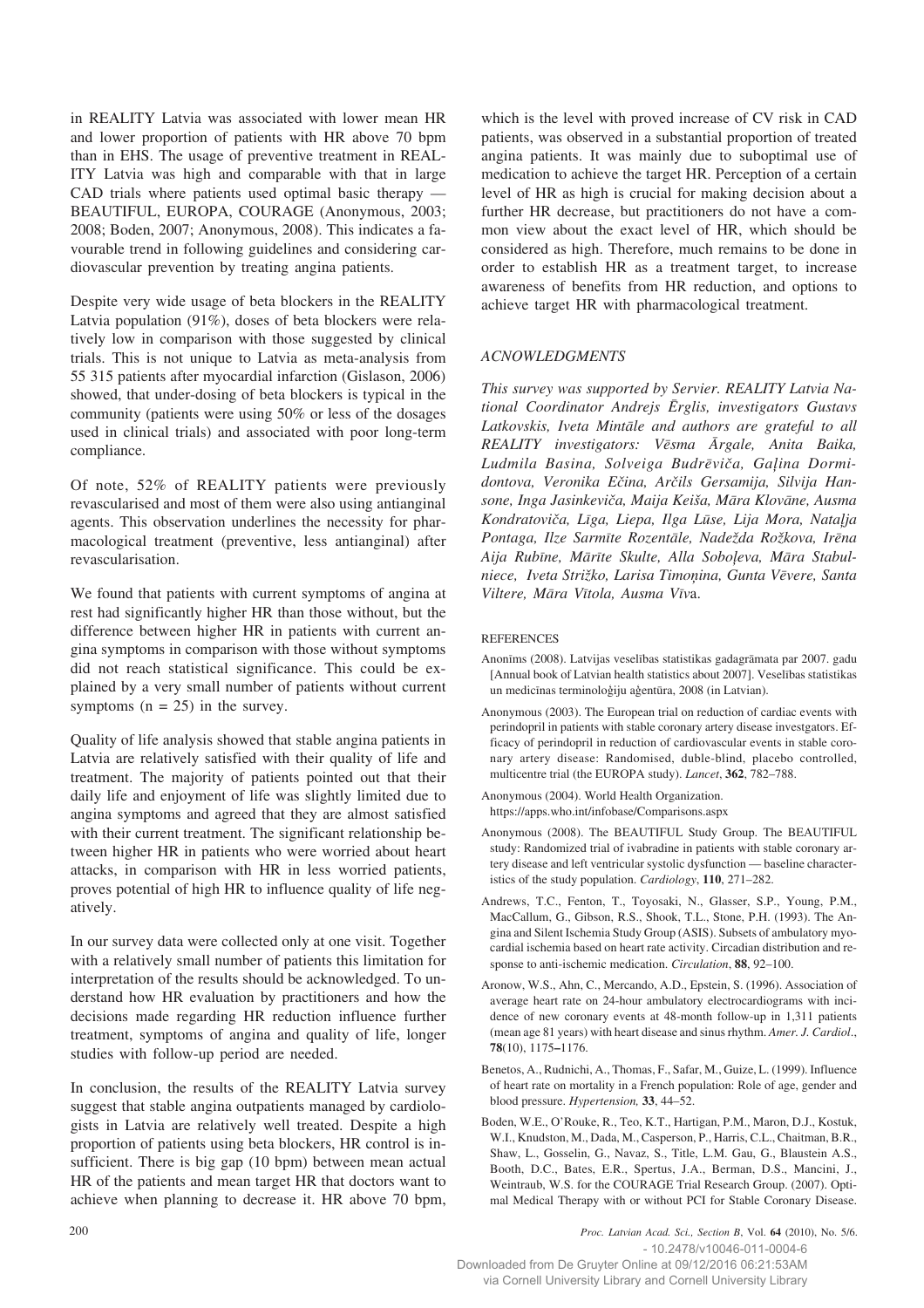in REALITY Latvia was associated with lower mean HR and lower proportion of patients with HR above 70 bpm than in EHS. The usage of preventive treatment in REALITY Latvia was high and comparable with that in large CAD trials where patients used optimal basic therapy — BEAUTIFUL, EUROPA, COURAGE (Anonymous, 2003; 2008; Boden, 2007; Anonymous, 2008). This indicates a favourable trend in following guidelines and considering cardiovascular prevention by treating angina patients.

Despite very wide usage of beta blockers in the REALITY Latvia population (91%), doses of beta blockers were relatively low in comparison with those suggested by clinical trials. This is not unique to Latvia as meta-analysis from 55 315 patients after myocardial infarction (Gislason, 2006) showed, that under-dosing of beta blockers is typical in the community (patients were using 50% or less of the dosages used in clinical trials) and associated with poor long-term compliance.

Of note, 52% of REALITY patients were previously revascularised and most of them were also using antianginal agents. This observation underlines the necessity for pharmacological treatment (preventive, less antianginal) after revascularisation.

We found that patients with current symptoms of angina at rest had significantly higher HR than those without, but the difference between higher HR in patients with current angina symptoms in comparison with those without symptoms did not reach statistical significance. This could be explained by a very small number of patients without current symptoms (n = 25) in the survey.

Quality of life analysis showed that stable angina patients in Latvia are relatively satisfied with their quality of life and treatment. The majority of patients pointed out that their daily life and enjoyment of life was slightly limited due to angina symptoms and agreed that they are almost satisfied with their current treatment. The significant relationship between higher HR in patients who were worried about heart attacks, in comparison with HR in less worried patients, proves potential of high HR to influence quality of life negatively.

In our survey data were collected only at one visit. Together with a relatively small number of patients this limitation for interpretation of the results should be acknowledged. To understand how HR evaluation by practitioners and how the decisions made regarding HR reduction influence further treatment, symptoms of angina and quality of life, longer studies with follow-up period are needed.

In conclusion, the results of the REALITY Latvia survey suggest that stable angina outpatients managed by cardiologists in Latvia are relatively well treated. Despite a high proportion of patients using beta blockers, HR control is insufficient. There is big gap (10 bpm) between mean actual HR of the patients and mean target HR that doctors want to achieve when planning to decrease it. HR above 70 bpm, which is the level with proved increase of CV risk in CAD patients, was observed in a substantial proportion of treated angina patients. It was mainly due to suboptimal use of medication to achieve the target HR. Perception of a certain level of HR as high is crucial for making decision about a further HR decrease, but practitioners do not have a common view about the exact level of HR, which should be considered as high. Therefore, much remains to be done in order to establish HR as a treatment target, to increase awareness of benefits from HR reduction, and options to achieve target HR with pharmacological treatment.

## ACNOWLEDGMENTS

*This survey was supported by Servier. REALITY Latvia National Coordinator Andrejs Ērglis, investigators Gustavs Latkovskis, Iveta Mintāle and authors are grateful to all REALITY investigators: Vēsma Ārgale, Anita Baika, Ludmila Basina, Solveiga Budrēviča, Gaļina Dormidontova, Veronika Ečina, Arčils Gersamija, Silvija Hansone, Inga Jasinkeviča, Maija Keiša, Māra Klovāne, Ausma Kondratoviča, Līga, Liepa, Ilga Lūse, Lija Mora, Natalja Pontaga, Ilze Sarmīte Rozentāle, Nadežda Rožkova, Irēna Aija Rubīne, Mārīte Skulte, Alla Soboļeva, Māra Stabulniece, Iveta Strižko, Larisa Timoņina, Gunta Vēvere, Santa Viltere, Māra Vītola, Ausma Vīva.*

## REFERENCES

Anonīms (2008). Latvijas veselības statistikas gadagrāmata par 2007. gadu [Annual book of Latvian health statistics about 2007]. Veselības statistikas un medicīnas terminoloģiju aģentūra, 2008 (in Latvian).

Anonymous (2003). The European trial on reduction of cardiac events with perindopril in patients with stable coronary artery disease investgators. Efficacy of perindopril in reduction of cardiovascular events in stable coronary artery disease: Randomised, duble-blind, placebo controlled, multicentre trial (the EUROPA study). *Lancet*, **362**, 782–788.

Anonymous (2004). World Health Organization. https://apps.who.int/infobase/Comparisons.aspx

Anonymous (2008). The BEAUTIFUL Study Group. The BEAUTIFUL study: Randomized trial of ivabradine in patients with stable coronary artery disease and left ventricular systolic dysfunction — baseline characteristics of the study population. *Cardiology*, **110**, 271–282.

Andrews, T.C., Fenton, T., Toyosaki, N., Glasser, S.P., Young, P.M., MacCallum, G., Gibson, R.S., Shook, T.L., Stone, P.H. (1993). The Angina and Silent Ischemia Study Group (ASIS). Subsets of ambulatory myocardial ischemia based on heart rate activity. Circadian distribution and response to anti-ischemic medication. *Circulation*, **88**, 92–100.

Aronow, W.S., Ahn, C., Mercando, A.D., Epstein, S. (1996). Association of average heart rate on 24-hour ambulatory electrocardiograms with incidence of new coronary events at 48-month follow-up in 1,311 patients (mean age 81 years) with heart disease and sinus rhythm. *Amer. J. Cardiol*., **78**(10), 1175–1176.

Benetos, A., Rudnichi, A., Thomas, F., Safar, M., Guize, L. (1999). Influence of heart rate on mortality in a French population: Role of age, gender and blood pressure. *Hypertension,* **33**, 44–52.

Boden, W.E., O'Rouke, R., Teo, K.T., Hartigan, P.M., Maron, D.J., Kostuk, W.I., Knudston, M., Dada, M., Casperson, P., Harris, C.L., Chaitman, B.R., Shaw, L., Gosselin, G., Navaz, S., Title, L.M. Gau, G., Blaustein A.S., Booth, D.C., Bates, E.R., Spertus, J.A., Berman, D.S., Mancini, J., Weintraub, W.S. for the COURAGE Trial Research Group. (2007). Optimal Medical Therapy with or without PCI for Stable Coronary Disease.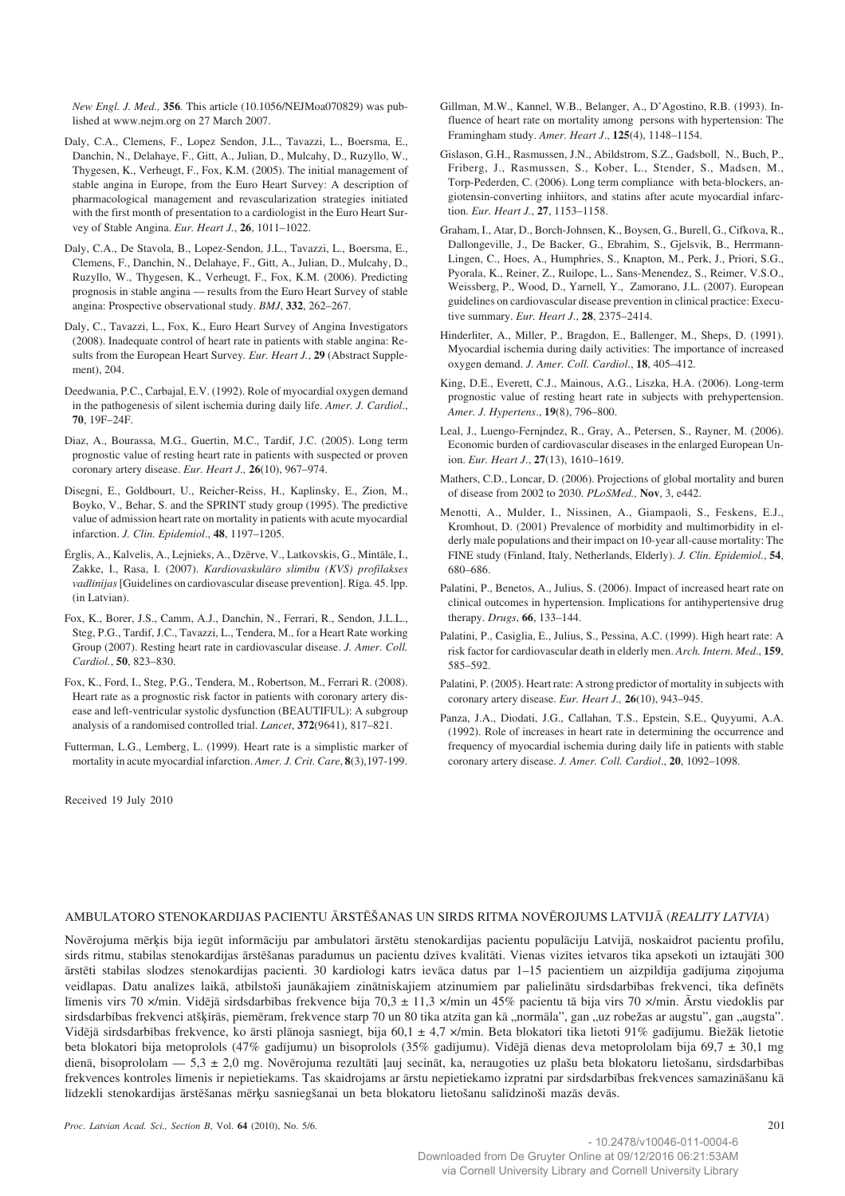*New Engl. J. Med.,* **356***.* This article (10.1056/NEJMoa070829) was published at www.nejm.org on 27 March 2007.

Daly, C.A., Clemens, F., Lopez Sendon, J.L., Tavazzi, L., Boersma, E., Danchin, N., Delahaye, F., Gitt, A., Julian, D., Mulcahy, D., Ruzyllo, W., Thygesen, K., Verheugt, F., Fox, K.M. (2005). The initial management of stable angina in Europe, from the Euro Heart Survey: A description of pharmacological management and revascularization strategies initiated with the first month of presentation to a cardiologist in the Euro Heart Survey of Stable Angina. *Eur. Heart J.*, **26**, 1011–1022.

Daly, C.A., De Stavola, B., Lopez-Sendon, J.L., Tavazzi, L., Boersma, E., Clemens, F., Danchin, N., Delahaye, F., Gitt, A., Julian, D., Mulcahy, D., Ruzyllo, W., Thygesen, K., Verheugt, F., Fox, K.M. (2006). Predicting prognosis in stable angina — results from the Euro Heart Survey of stable angina: Prospective observational study. *BMJ*, **332**, 262–267.

Daly, C., Tavazzi, L., Fox, K., Euro Heart Survey of Angina Investigators (2008). Inadequate control of heart rate in patients with stable angina: Results from the European Heart Survey. *Eur. Heart J.*, **29** (Abstract Supplement), 204.

Deedwania, P.C., Carbajal, E.V. (1992). Role of myocardial oxygen demand in the pathogenesis of silent ischemia during daily life. *Amer. J. Cardiol*., **70**, 19F–24F.

Diaz, A., Bourassa, M.G., Guertin, M.C., Tardif, J.C. (2005). Long term prognostic value of resting heart rate in patients with suspected or proven coronary artery disease. *Eur. Heart J*., **26**(10), 967–974.

Disegni, E., Goldbourt, U., Reicher-Reiss, H., Kaplinsky, E., Zion, M., Boyko, V., Behar, S. and the SPRINT study group (1995). The predictive value of admission heart rate on mortality in patients with acute myocardial infarction. *J. Clin. Epidemiol*., **48**, 1197–1205.

Ērglis, A., Kalvelis, A., Lejnieks, A., Dzērve, V., Latkovskis, G., Mintāle, I., Zakke, I., Rasa, I. (2007). *Kardiovaskulāro slimibu (KVS) profilakses vadlīnijas* [Guidelines on cardiovascular disease prevention]. Rīga. 45. lpp. (in Latvian).

Fox, K., Borer, J.S., Camm, A.J., Danchin, N., Ferrari, R., Sendon, J.L.L., Steg, P.G., Tardif, J.C., Tavazzi, L., Tendera, M., for a Heart Rate working Group (2007). Resting heart rate in cardiovascular disease. *J. Amer. Coll. Cardiol.*, **50**, 823–830.

Fox, K., Ford, I., Steg, P.G., Tendera, M., Robertson, M., Ferrari R. (2008). Heart rate as a prognostic risk factor in patients with coronary artery disease and left-ventricular systolic dysfunction (BEAUTIFUL): A subgroup analysis of a randomised controlled trial. *Lancet*, **372**(9641), 817–821.

Futterman, L.G., Lemberg, L. (1999). Heart rate is a simplistic marker of mortality in acute myocardial infarction. *Amer. J. Crit. Care*, **8**(3),197-199.

Gillman, M.W., Kannel, W.B., Belanger, A., D'Agostino, R.B. (1993). Influence of heart rate on mortality among persons with hypertension: The Framingham study. *Amer. Heart J*., **125**(4), 1148–1154.

Gislason, G.H., Rasmussen, J.N., Abildstrom, S.Z., Gadsboll, N., Buch, P., Friberg, J., Rasmussen, S., Kober, L., Stender, S., Madsen, M., Torp-Pederden, C. (2006). Long term compliance with beta-blockers, angiotensin-converting inhiitors, and statins after acute myocardial infarction. *Eur. Heart J.*, **27**, 1153–1158.

Graham, I., Atar, D., Borch-Johnsen, K., Boysen, G., Burell, G., Cifkova, R., Dallongeville, J., De Backer, G., Ebrahim, S., Gjelsvik, B., Herrmann-Lingen, C., Hoes, A., Humphries, S., Knapton, M., Perk, J., Priori, S.G., Pyorala, K., Reiner, Z., Ruilope, L., Sans-Menendez, S., Reimer, V.S.O., Weissberg, P., Wood, D., Yarnell, Y., Zamorano, J.L. (2007). European guidelines on cardiovascular disease prevention in clinical practice: Executive summary. *Eur. Heart J*., **28**, 2375–2414.

Hinderliter, A., Miller, P., Bragdon, E., Ballenger, M., Sheps, D. (1991). Myocardial ischemia during daily activities: The importance of increased oxygen demand. *J. Amer. Coll. Cardiol*., **18**, 405–412.

King, D.E., Everett, C.J., Mainous, A.G., Liszka, H.A. (2006). Long-term prognostic value of resting heart rate in subjects with prehypertension. *Amer. J. Hypertens*., **19**(8), 796–800.

Leal, J., Luengo-Fernịndez, R., Gray, A., Petersen, S., Rayner, M. (2006). Economic burden of cardiovascular diseases in the enlarged European Union. *Eur. Heart J*., **27**(13), 1610–1619.

Mathers, C.D., Loncar, D. (2006). Projections of global mortality and buren of disease from 2002 to 2030. *PLoSMed.,* **Nov**, 3, e442.

Menotti, A., Mulder, I., Nissinen, A., Giampaoli, S., Feskens, E.J., Kromhout, D. (2001) Prevalence of morbidity and multimorbidity in elderly male populations and their impact on 10-year all-cause mortality: The FINE study (Finland, Italy, Netherlands, Elderly). *J. Clin. Epidemiol.*, **54**, 680–686.

Palatini, P., Benetos, A., Julius, S. (2006). Impact of increased heart rate on clinical outcomes in hypertension. Implications for antihypertensive drug therapy. *Drugs*, **66**, 133–144.

Palatini, P., Casiglia, E., Julius, S., Pessina, A.C. (1999). High heart rate: A risk factor for cardiovascular death in elderly men. *Arch. Intern. Med*., **159**, 585–592.

Palatini, P. (2005). Heart rate: A strong predictor of mortality in subjects with coronary artery disease. *Eur. Heart J.,* **26**(10), 943–945.

Panza, J.A., Diodati, J.G., Callahan, T.S., Epstein, S.E., Quyyumi, A.A. (1992). Role of increases in heart rate in determining the occurrence and frequency of myocardial ischemia during daily life in patients with stable coronary artery disease. *J. Amer. Coll. Cardiol*., **20**, 1092–1098.

Received 19 July 2010

## AMBULATORO STENOKARDIJAS PACIENTU ĀRSTĒŠANAS UN SIRDS RITMA NOVĒROJUMS LATVIJĀ (*REALITY LATVIA*)

Novērojuma mērķis bija iegūt informāciju par ambulatori ārstētu stenokardijas pacientu populāciju Latvijā, noskaidrot pacientu profilu, sirds ritmu, stabilas stenokardijas ārstēšanas paradumus un pacientu dzīves kvalitāti. Vienas vizītes ietvaros tika apsekoti un iztaujāti 300 ārstēti stabilas slodzes stenokardijas pacienti. 30 kardiologi katrs ievāca datus par 1–15 pacientiem un aizpildīja gadījuma ziņojuma veidlapas. Datu analīzes laikā, atbilstoši jaunākajiem zinātniskajiem atzinumiem par palielinātu sirdsdarbības frekvenci, tika definēts līmenis virs 70 ×/min. Vidējā sirdsdarbības frekvence bija 70,3 ± 11,3 ×/min un 45% pacientu tā bija virs 70 ×/min. Ārstu viedoklis par sirdsdarbības frekvenci atšķīrās, piemēram, frekvence starp 70 un 80 tika atzīta gan kā „normāla", gan „uz robežas ar augstu", gan „augsta". Vidējā sirdsdarbības frekvence, ko ārsti plānoja sasniegt, bija 60,1 ± 4,7 ×/min. Beta blokatori tika lietoti 91% gadījumu. Biežāk lietotie beta blokatori bija metoprolols (47% gadījumu) un bisoprolols (35% gadījumu). Vidējā dienas deva metoprololam bija 69,7 ± 30,1 mg dienā, bisoprololam — 5,3 ± 2,0 mg. Novērojuma rezultāti ļauj secināt, ka, neraugoties uz plašu beta blokatoru lietošanu, sirdsdarbības frekvences kontroles līmenis ir nepietiekams. Tas skaidrojams ar ārstu nepietiekamo izpratni par sirdsdarbības frekvences samazināšanu kā līdzekli stenokardijas ārstēšanas mērķu sasniegšanai un beta blokatoru lietošanu salīdzinoši mazās devās.